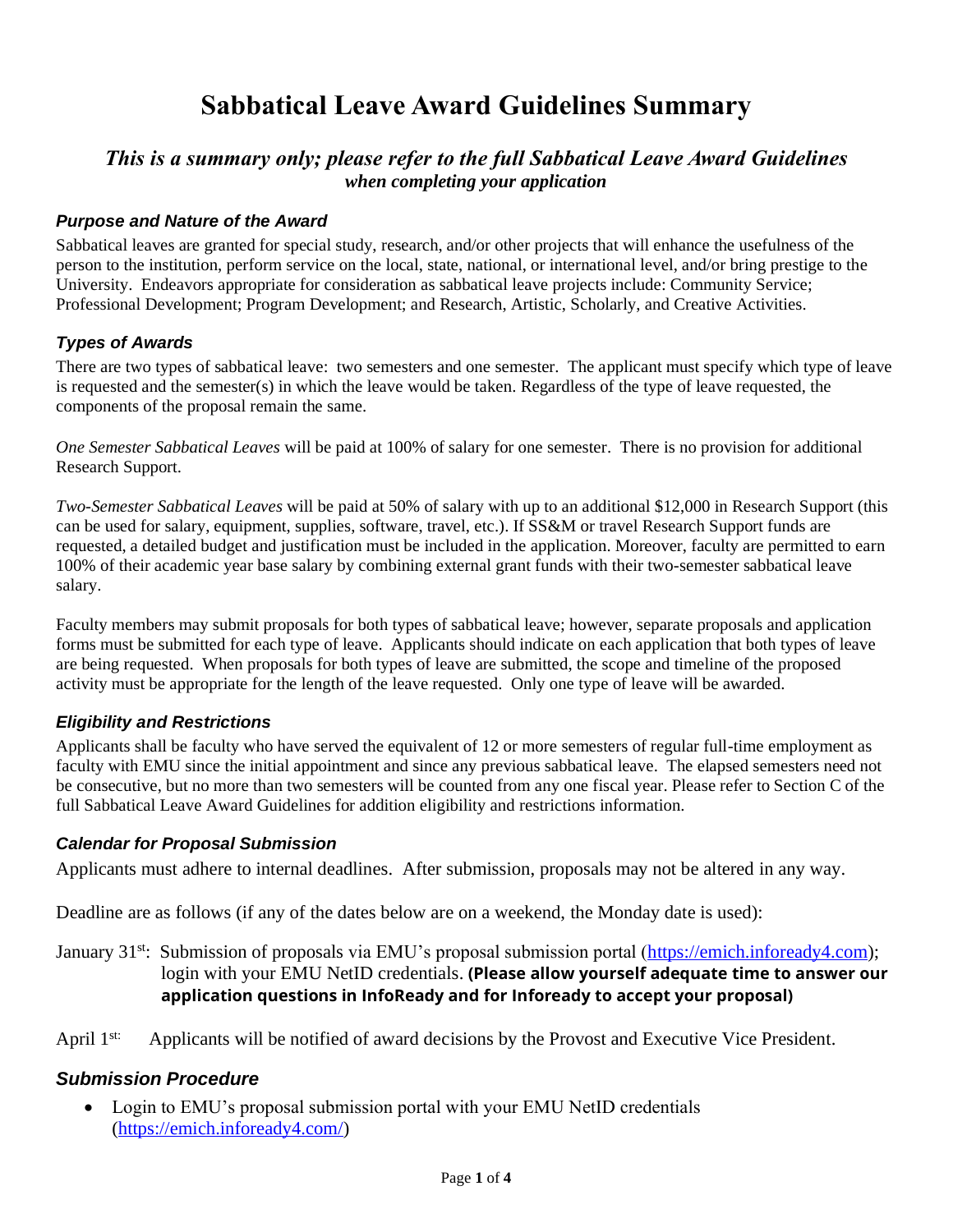# Sabbatical Leave Award Guidelines Summary

## *This is a summary only; please refer to the full Sabbatical Leave Award Guidelines when completing your application*

### *Purpose and Nature of the Award*

Sabbatical leaves are granted for special study, research, and/or other projects that will enhance the usefulness of the person to the institution, perform service on the local, state, national, or international level, and/or bring prestige to the University. Endeavors appropriate for consideration as sabbatical leave projects include: Community Service; Professional Development; Program Development; and Research, Artistic, Scholarly, and Creative Activities.

### *Types of Awards*

There are two types of sabbatical leave: two semesters and one semester. The applicant must specify which type of leave is requested and the semester(s) in which the leave would be taken. Regardless of the type of leave requested, the components of the proposal remain the same.

*One Semester Sabbatical Leaves* will be paid at 100% of salary for one semester. There is no provision for additional Research Support.

*Two-Semester Sabbatical Leaves* will be paid at 50% of salary with up to an additional $12,000 in Research Support (this can be used for salary, equipment, supplies, software, travel, etc.). If SS&M or travel Research Support funds are requested, a detailed budget and justification must be included in the application. Moreover, faculty are permitted to earn 100% of their academic year base salary by combining external grant funds with their two-semester sabbatical leave salary.

Faculty members may submit proposals for both types of sabbatical leave; however, separate proposals and application forms must be submitted for each type of leave. Applicants should indicate on each application that both types of leave are being requested. When proposals for both types of leave are submitted, the scope and timeline of the proposed activity must be appropriate for the length of the leave requested. Only one type of leave will be awarded.

### *Eligibility and Restrictions*

Applicants shall be faculty who have served the equivalent of 12 or more semesters of regular full-time employment as faculty with EMU since the initial appointment and since any previous sabbatical leave. The elapsed semesters need not be consecutive, but no more than two semesters will be counted from any one fiscal year. Please refer to Section C of the full Sabbatical Leave Award Guidelines for addition eligibility and restrictions information.

### *Calendar for Proposal Submission*

Applicants must adhere to internal deadlines. After submission, proposals may not be altered in any way.

Deadline are as follows (if any of the dates below are on a weekend, the Monday date is used):

January 31st: Submission of proposals via EMU's proposal submission portal (https://emich.infoready4.com); login with your EMU NetID credentials. **(Please allow yourself adequate time to answer our application questions in InfoReady and for Infoready to accept your proposal)**

April 1st: Applicants will be notified of award decisions by the Provost and Executive Vice President.

### *Submission Procedure*

- Login to EMU's proposal submission portal with your EMU NetID credentials (https://emich.infoready4.com/)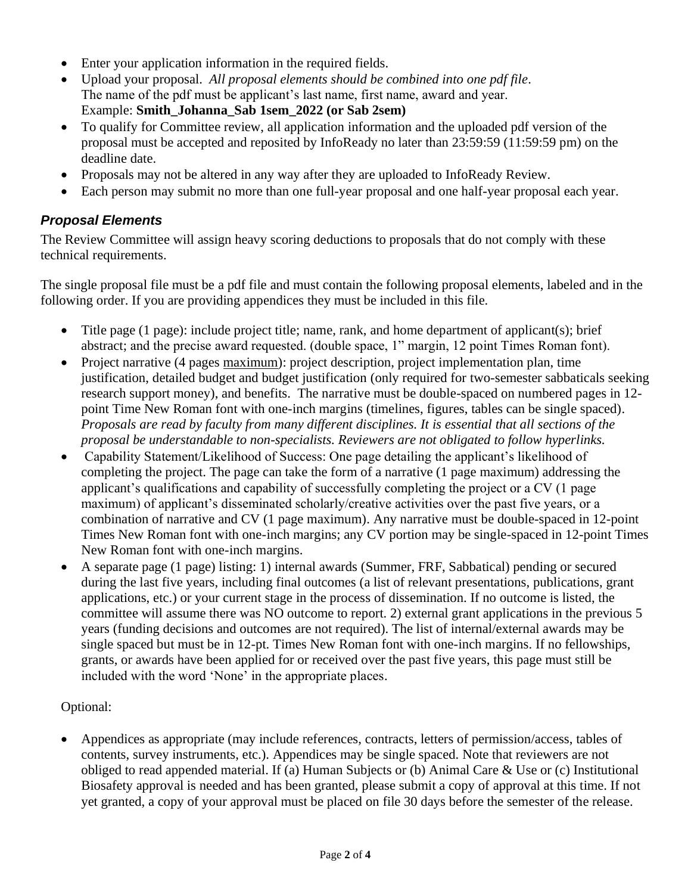- Enter your application information in the required fields.
- Upload your proposal. *All proposal elements should be combined into one pdf file*. The name of the pdf must be applicant's last name, first name, award and year. Example: **Smith_Johanna_Sab 1sem_2022 (or Sab 2sem)**
- To qualify for Committee review, all application information and the uploaded pdf version of the proposal must be accepted and reposited by InfoReady no later than 23:59:59 (11:59:59 pm) on the deadline date.
- Proposals may not be altered in any way after they are uploaded to InfoReady Review.
- Each person may submit no more than one full-year proposal and one half-year proposal each year.

### *Proposal Elements*

The Review Committee will assign heavy scoring deductions to proposals that do not comply with these technical requirements.

The single proposal file must be a pdf file and must contain the following proposal elements, labeled and in the following order. If you are providing appendices they must be included in this file.

- Title page (1 page): include project title; name, rank, and home department of applicant(s); brief abstract; and the precise award requested. (double space, 1" margin, 12 point Times Roman font).
- Project narrative (4 pages <u>maximum</u>): project description, project implementation plan, time justification, detailed budget and budget justification (only required for two-semester sabbaticals seeking research support money), and benefits. The narrative must be double-spaced on numbered pages in 12-point Time New Roman font with one-inch margins (timelines, figures, tables can be single spaced). *Proposals are read by faculty from many different disciplines. It is essential that all sections of the proposal be understandable to non-specialists. Reviewers are not obligated to follow hyperlinks.*
- Capability Statement/Likelihood of Success: One page detailing the applicant's likelihood of completing the project. The page can take the form of a narrative (1 page maximum) addressing the applicant's qualifications and capability of successfully completing the project or a CV (1 page maximum) of applicant's disseminated scholarly/creative activities over the past five years, or a combination of narrative and CV (1 page maximum). Any narrative must be double-spaced in 12-point Times New Roman font with one-inch margins; any CV portion may be single-spaced in 12-point Times New Roman font with one-inch margins.
- A separate page (1 page) listing: 1) internal awards (Summer, FRF, Sabbatical) pending or secured during the last five years, including final outcomes (a list of relevant presentations, publications, grant applications, etc.) or your current stage in the process of dissemination. If no outcome is listed, the committee will assume there was NO outcome to report. 2) external grant applications in the previous 5 years (funding decisions and outcomes are not required). The list of internal/external awards may be single spaced but must be in 12-pt. Times New Roman font with one-inch margins. If no fellowships, grants, or awards have been applied for or received over the past five years, this page must still be included with the word 'None' in the appropriate places.

Optional:

- Appendices as appropriate (may include references, contracts, letters of permission/access, tables of contents, survey instruments, etc.). Appendices may be single spaced. Note that reviewers are not obliged to read appended material. If (a) Human Subjects or (b) Animal Care & Use or (c) Institutional Biosafety approval is needed and has been granted, please submit a copy of approval at this time. If not yet granted, a copy of your approval must be placed on file 30 days before the semester of the release.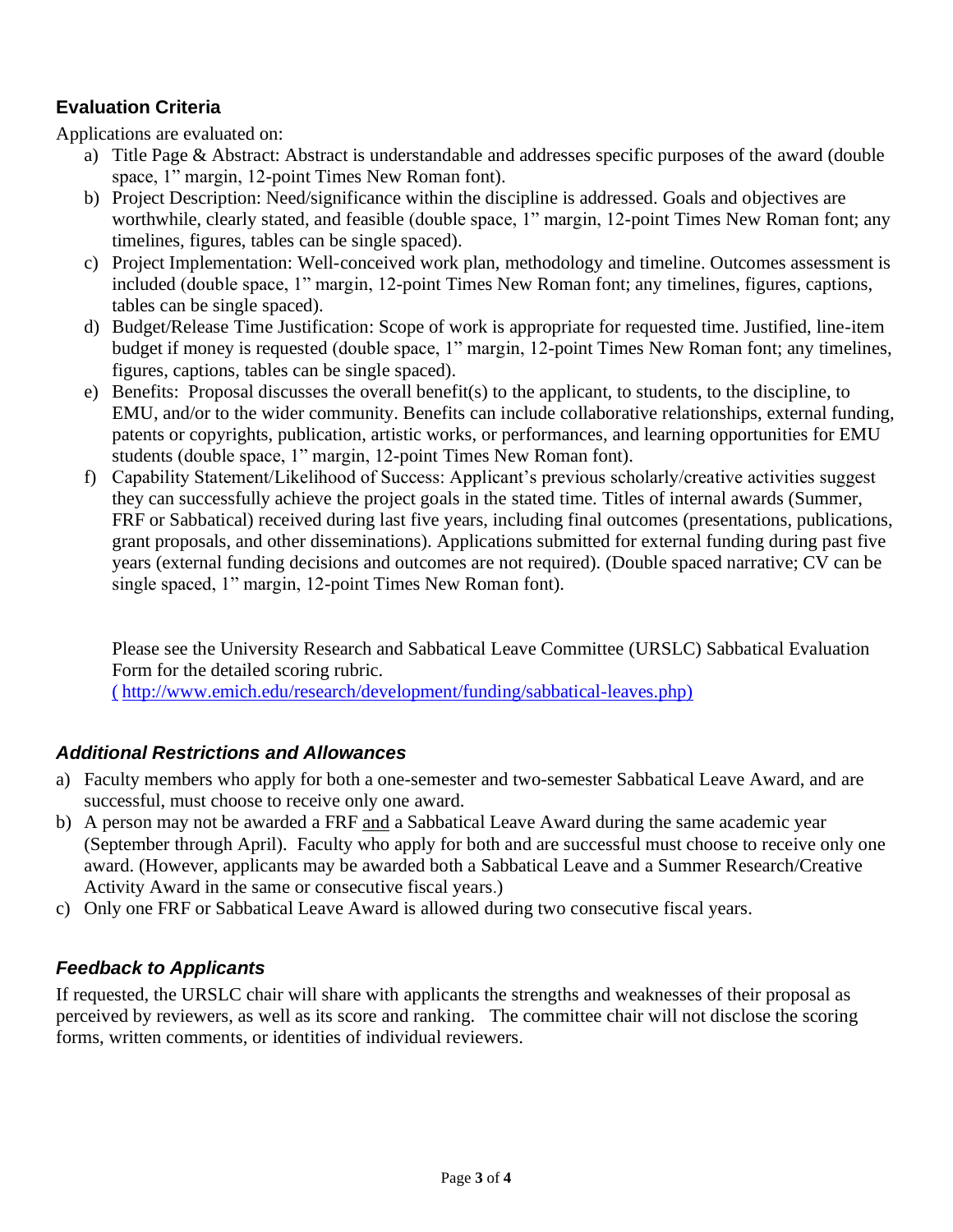### Evaluation Criteria

Applications are evaluated on:

a) Title Page & Abstract: Abstract is understandable and addresses specific purposes of the award (double space, 1" margin, 12-point Times New Roman font).
b) Project Description: Need/significance within the discipline is addressed. Goals and objectives are worthwhile, clearly stated, and feasible (double space, 1" margin, 12-point Times New Roman font; any timelines, figures, tables can be single spaced).
c) Project Implementation: Well-conceived work plan, methodology and timeline. Outcomes assessment is included (double space, 1" margin, 12-point Times New Roman font; any timelines, figures, captions, tables can be single spaced).
d) Budget/Release Time Justification: Scope of work is appropriate for requested time. Justified, line-item budget if money is requested (double space, 1" margin, 12-point Times New Roman font; any timelines, figures, captions, tables can be single spaced).
e) Benefits: Proposal discusses the overall benefit(s) to the applicant, to students, to the discipline, to EMU, and/or to the wider community. Benefits can include collaborative relationships, external funding, patents or copyrights, publication, artistic works, or performances, and learning opportunities for EMU students (double space, 1" margin, 12-point Times New Roman font).
f) Capability Statement/Likelihood of Success: Applicant's previous scholarly/creative activities suggest they can successfully achieve the project goals in the stated time. Titles of internal awards (Summer, FRF or Sabbatical) received during last five years, including final outcomes (presentations, publications, grant proposals, and other disseminations). Applications submitted for external funding during past five years (external funding decisions and outcomes are not required). (Double spaced narrative; CV can be single spaced, 1" margin, 12-point Times New Roman font).

Please see the University Research and Sabbatical Leave Committee (URSLC) Sabbatical Evaluation Form for the detailed scoring rubric.
( http://www.emich.edu/research/development/funding/sabbatical-leaves.php)

### *Additional Restrictions and Allowances*

a) Faculty members who apply for both a one-semester and two-semester Sabbatical Leave Award, and are successful, must choose to receive only one award.
b) A person may not be awarded a FRF and a Sabbatical Leave Award during the same academic year (September through April). Faculty who apply for both and are successful must choose to receive only one award. (However, applicants may be awarded both a Sabbatical Leave and a Summer Research/Creative Activity Award in the same or consecutive fiscal years.)
c) Only one FRF or Sabbatical Leave Award is allowed during two consecutive fiscal years.

### *Feedback to Applicants*

If requested, the URSLC chair will share with applicants the strengths and weaknesses of their proposal as perceived by reviewers, as well as its score and ranking. The committee chair will not disclose the scoring forms, written comments, or identities of individual reviewers.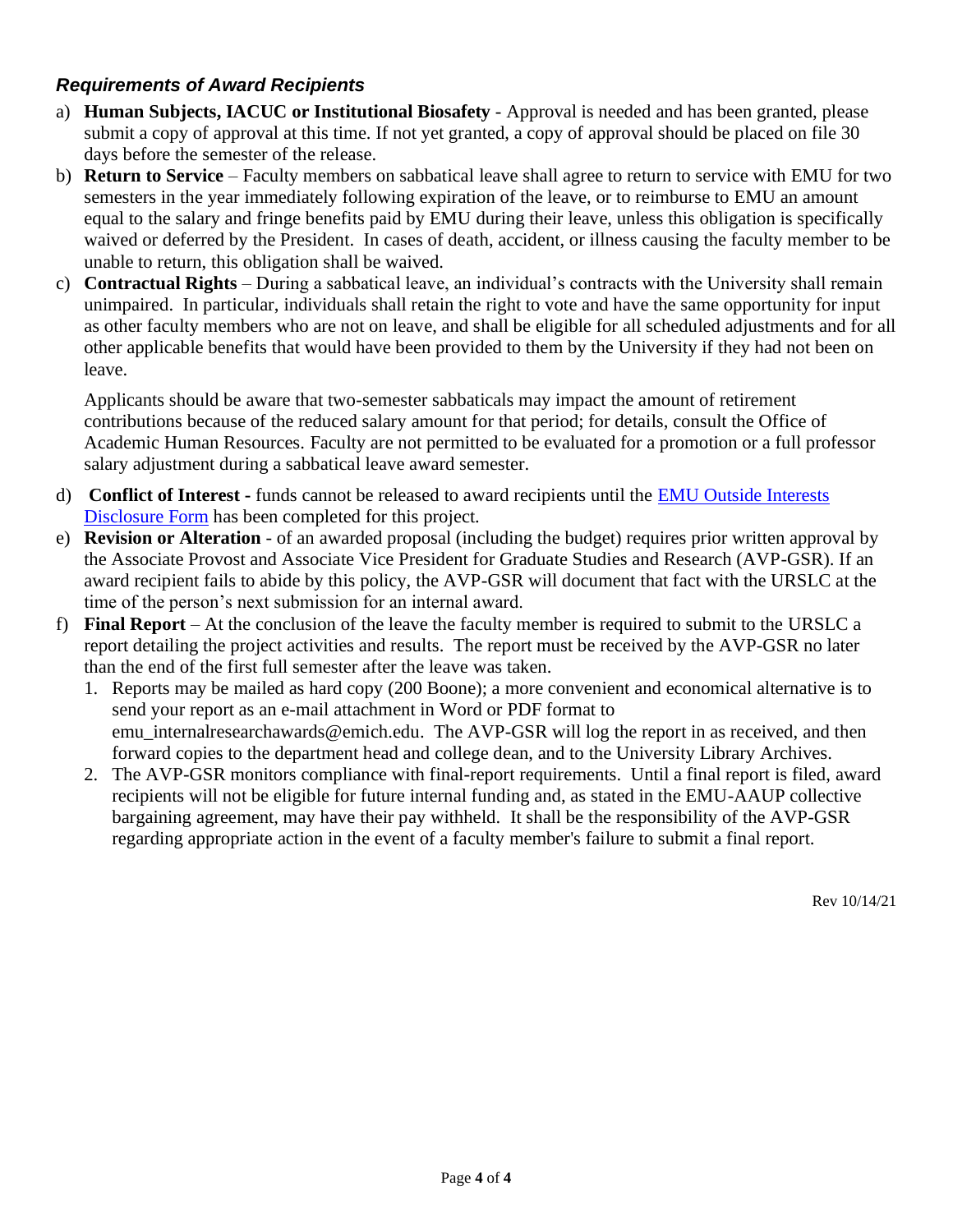### *Requirements of Award Recipients*

a) **Human Subjects, IACUC or Institutional Biosafety** - Approval is needed and has been granted, please submit a copy of approval at this time. If not yet granted, a copy of approval should be placed on file 30 days before the semester of the release.

b) **Return to Service** – Faculty members on sabbatical leave shall agree to return to service with EMU for two semesters in the year immediately following expiration of the leave, or to reimburse to EMU an amount equal to the salary and fringe benefits paid by EMU during their leave, unless this obligation is specifically waived or deferred by the President. In cases of death, accident, or illness causing the faculty member to be unable to return, this obligation shall be waived.

c) **Contractual Rights** – During a sabbatical leave, an individual's contracts with the University shall remain unimpaired. In particular, individuals shall retain the right to vote and have the same opportunity for input as other faculty members who are not on leave, and shall be eligible for all scheduled adjustments and for all other applicable benefits that would have been provided to them by the University if they had not been on leave.

   Applicants should be aware that two-semester sabbaticals may impact the amount of retirement contributions because of the reduced salary amount for that period; for details, consult the Office of Academic Human Resources. Faculty are not permitted to be evaluated for a promotion or a full professor salary adjustment during a sabbatical leave award semester.

d) **Conflict of Interest -** funds cannot be released to award recipients until the EMU Outside Interests Disclosure Form has been completed for this project.

e) **Revision or Alteration** - of an awarded proposal (including the budget) requires prior written approval by the Associate Provost and Associate Vice President for Graduate Studies and Research (AVP-GSR). If an award recipient fails to abide by this policy, the AVP-GSR will document that fact with the URSLC at the time of the person's next submission for an internal award.

f) **Final Report** – At the conclusion of the leave the faculty member is required to submit to the URSLC a report detailing the project activities and results. The report must be received by the AVP-GSR no later than the end of the first full semester after the leave was taken.

   1. Reports may be mailed as hard copy (200 Boone); a more convenient and economical alternative is to send your report as an e-mail attachment in Word or PDF format to emu_internalresearchawards@emich.edu. The AVP-GSR will log the report in as received, and then forward copies to the department head and college dean, and to the University Library Archives.
   2. The AVP-GSR monitors compliance with final-report requirements. Until a final report is filed, award recipients will not be eligible for future internal funding and, as stated in the EMU-AAUP collective bargaining agreement, may have their pay withheld. It shall be the responsibility of the AVP-GSR regarding appropriate action in the event of a faculty member's failure to submit a final report.

Rev 10/14/21